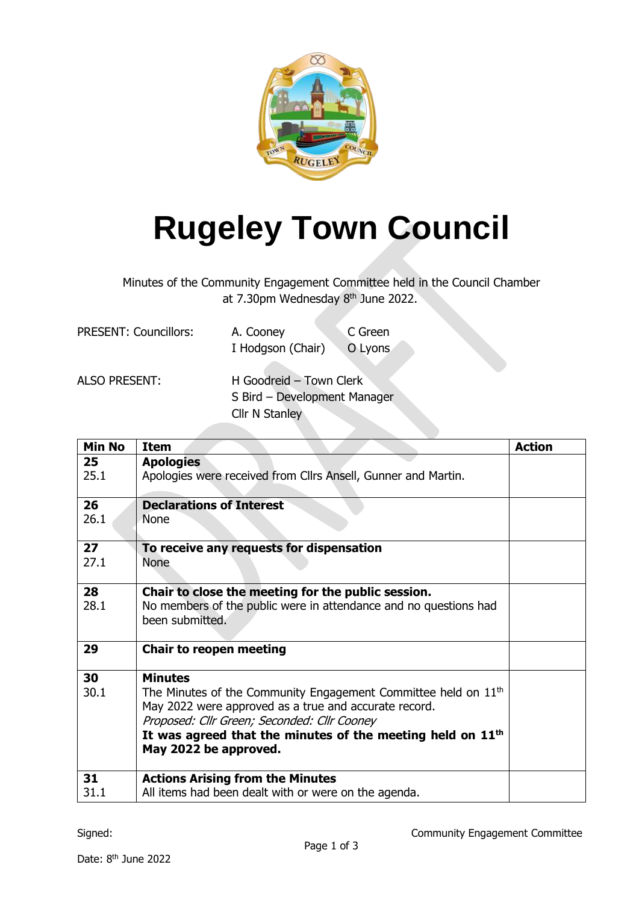# Rugeley Town Council

Minutes of the Community Engagement Committee held in the Council Chamber at 7.30pm Wednesday 8th June 2022.

PRESENT: Councillors: A. Cooney, C Green, I Hodgson (Chair), O Lyons

ALSO PRESENT: H Goodreid – Town Clerk, S Bird – Development Manager, Cllr N Stanley

| Min No | Item | Action |
|---|---|---|
| **25**<br>25.1 | **Apologies**<br>Apologies were received from Cllrs Ansell, Gunner and Martin. | |
| **26**<br>26.1 | **Declarations of Interest**<br>None | |
| **27**<br>27.1 | **To receive any requests for dispensation**<br>None | |
| **28**<br>28.1 | **Chair to close the meeting for the public session.**<br>No members of the public were in attendance and no questions had been submitted. | |
| **29** | **Chair to reopen meeting** | |
| **30**<br>30.1 | **Minutes**<br>The Minutes of the Community Engagement Committee held on 11th May 2022 were approved as a true and accurate record.<br>*Proposed: Cllr Green; Seconded: Cllr Cooney*<br>**It was agreed that the minutes of the meeting held on 11th May 2022 be approved.** | |
| **31**<br>31.1 | **Actions Arising from the Minutes**<br>All items had been dealt with or were on the agenda. | |

Signed: Community Engagement Committee

Date: 8th June 2022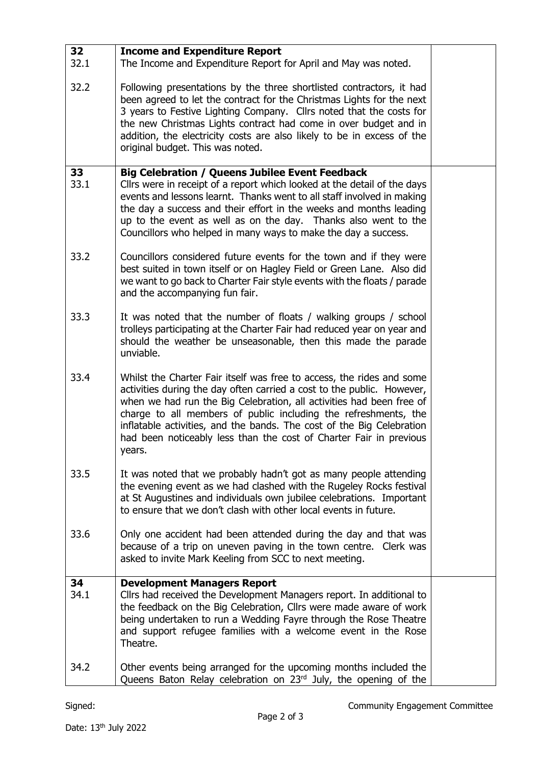| | | |
|---|---|---|
| **32** | **Income and Expenditure Report** | |
| 32.1 | The Income and Expenditure Report for April and May was noted. | |
| 32.2 | Following presentations by the three shortlisted contractors, it had been agreed to let the contract for the Christmas Lights for the next 3 years to Festive Lighting Company. Cllrs noted that the costs for the new Christmas Lights contract had come in over budget and in addition, the electricity costs are also likely to be in excess of the original budget. This was noted. | |
| **33** | **Big Celebration / Queens Jubilee Event Feedback** | |
| 33.1 | Cllrs were in receipt of a report which looked at the detail of the days events and lessons learnt. Thanks went to all staff involved in making the day a success and their effort in the weeks and months leading up to the event as well as on the day. Thanks also went to the Councillors who helped in many ways to make the day a success. | |
| 33.2 | Councillors considered future events for the town and if they were best suited in town itself or on Hagley Field or Green Lane. Also did we want to go back to Charter Fair style events with the floats / parade and the accompanying fun fair. | |
| 33.3 | It was noted that the number of floats / walking groups / school trolleys participating at the Charter Fair had reduced year on year and should the weather be unseasonable, then this made the parade unviable. | |
| 33.4 | Whilst the Charter Fair itself was free to access, the rides and some activities during the day often carried a cost to the public. However, when we had run the Big Celebration, all activities had been free of charge to all members of public including the refreshments, the inflatable activities, and the bands. The cost of the Big Celebration had been noticeably less than the cost of Charter Fair in previous years. | |
| 33.5 | It was noted that we probably hadn't got as many people attending the evening event as we had clashed with the Rugeley Rocks festival at St Augustines and individuals own jubilee celebrations. Important to ensure that we don't clash with other local events in future. | |
| 33.6 | Only one accident had been attended during the day and that was because of a trip on uneven paving in the town centre. Clerk was asked to invite Mark Keeling from SCC to next meeting. | |
| **34** | **Development Managers Report** | |
| 34.1 | Cllrs had received the Development Managers report. In additional to the feedback on the Big Celebration, Cllrs were made aware of work being undertaken to run a Wedding Fayre through the Rose Theatre and support refugee families with a welcome event in the Rose Theatre. | |
| 34.2 | Other events being arranged for the upcoming months included the Queens Baton Relay celebration on 23rd July, the opening of the | |

Signed: Community Engagement Committee

Date: 13th July 2022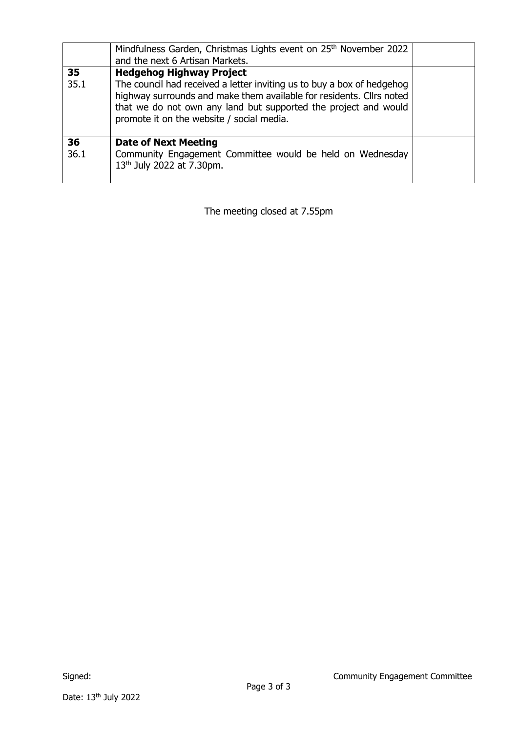| | | |
|---|---|---|
| | Mindfulness Garden, Christmas Lights event on 25th November 2022 and the next 6 Artisan Markets. | |
| **35**<br>35.1 | **Hedgehog Highway Project**<br>The council had received a letter inviting us to buy a box of hedgehog highway surrounds and make them available for residents. Cllrs noted that we do not own any land but supported the project and would promote it on the website / social media. | |
| **36**<br>36.1 | **Date of Next Meeting**<br>Community Engagement Committee would be held on Wednesday 13th July 2022 at 7.30pm. | |

The meeting closed at 7.55pm

Signed: Community Engagement Committee

Date: 13th July 2022